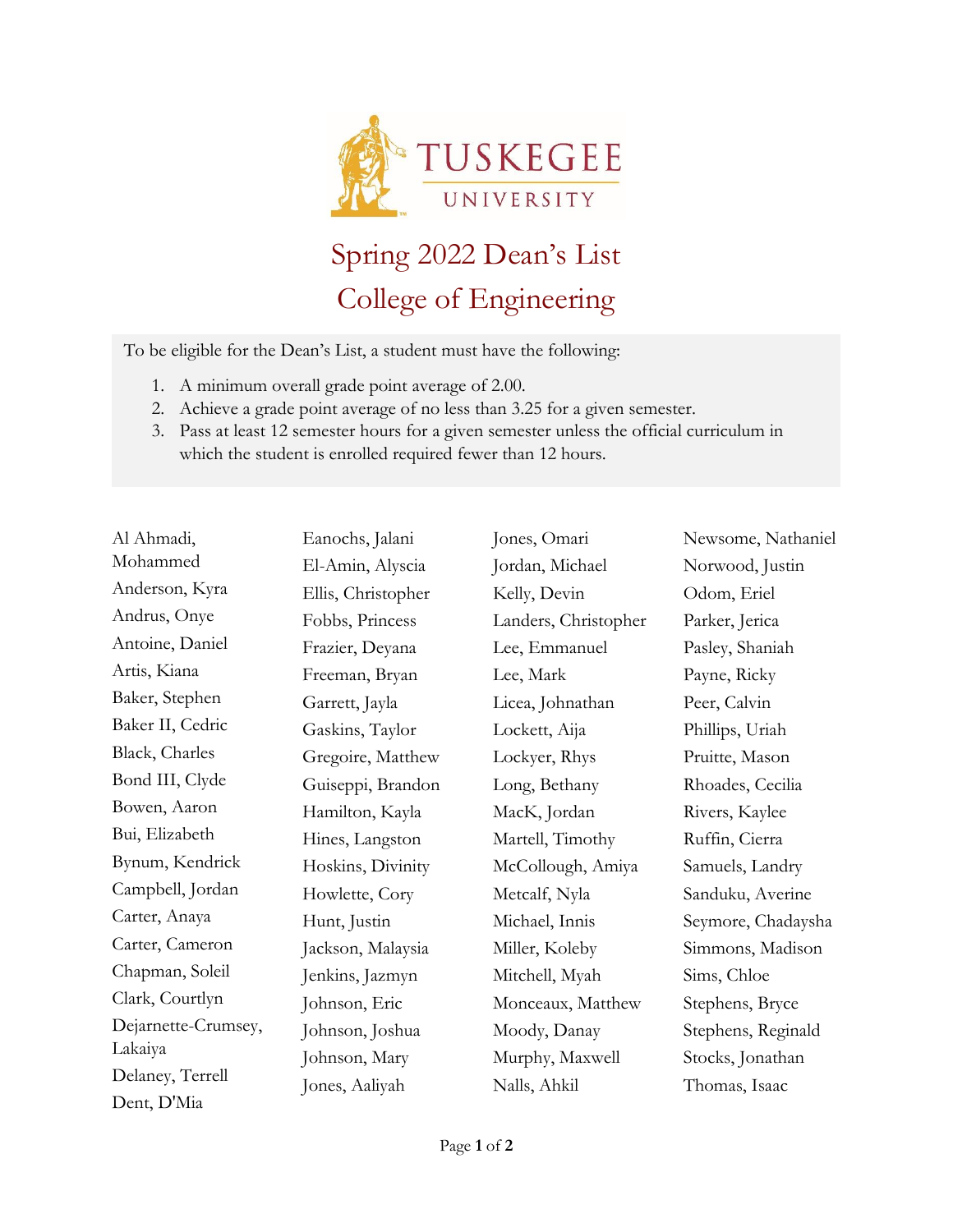# Tuskegee University

## Spring 2022 Dean's List
## College of Engineering

To be eligible for the Dean's List, a student must have the following:

1. A minimum overall grade point average of 2.00.
2. Achieve a grade point average of no less than 3.25 for a given semester.
3. Pass at least 12 semester hours for a given semester unless the official curriculum in which the student is enrolled required fewer than 12 hours.

Al Ahmadi, Mohammed
Anderson, Kyra
Andrus, Onye
Antoine, Daniel
Artis, Kiana
Baker, Stephen
Baker II, Cedric
Black, Charles
Bond III, Clyde
Bowen, Aaron
Bui, Elizabeth
Bynum, Kendrick
Campbell, Jordan
Carter, Anaya
Carter, Cameron
Chapman, Soleil
Clark, Courtlyn
Dejarnette-Crumsey, Lakaiya
Delaney, Terrell
Dent, D'Mia
Eanochs, Jalani
El-Amin, Alyscia
Ellis, Christopher
Fobbs, Princess
Frazier, Deyana
Freeman, Bryan
Garrett, Jayla
Gaskins, Taylor
Gregoire, Matthew
Guiseppi, Brandon
Hamilton, Kayla
Hines, Langston
Hoskins, Divinity
Howlette, Cory
Hunt, Justin
Jackson, Malaysia
Jenkins, Jazmyn
Johnson, Eric
Johnson, Joshua
Johnson, Mary
Jones, Aaliyah
Jones, Omari
Jordan, Michael
Kelly, Devin
Landers, Christopher
Lee, Emmanuel
Lee, Mark
Licea, Johnathan
Lockett, Aija
Lockyer, Rhys
Long, Bethany
MacK, Jordan
Martell, Timothy
McCollough, Amiya
Metcalf, Nyla
Michael, Innis
Miller, Koleby
Mitchell, Myah
Monceaux, Matthew
Moody, Danay
Murphy, Maxwell
Nalls, Ahkil
Newsome, Nathaniel
Norwood, Justin
Odom, Eriel
Parker, Jerica
Pasley, Shaniah
Payne, Ricky
Peer, Calvin
Phillips, Uriah
Pruitte, Mason
Rhoades, Cecilia
Rivers, Kaylee
Ruffin, Cierra
Samuels, Landry
Sanduku, Averine
Seymore, Chadaysha
Simmons, Madison
Sims, Chloe
Stephens, Bryce
Stephens, Reginald
Stocks, Jonathan
Thomas, Isaac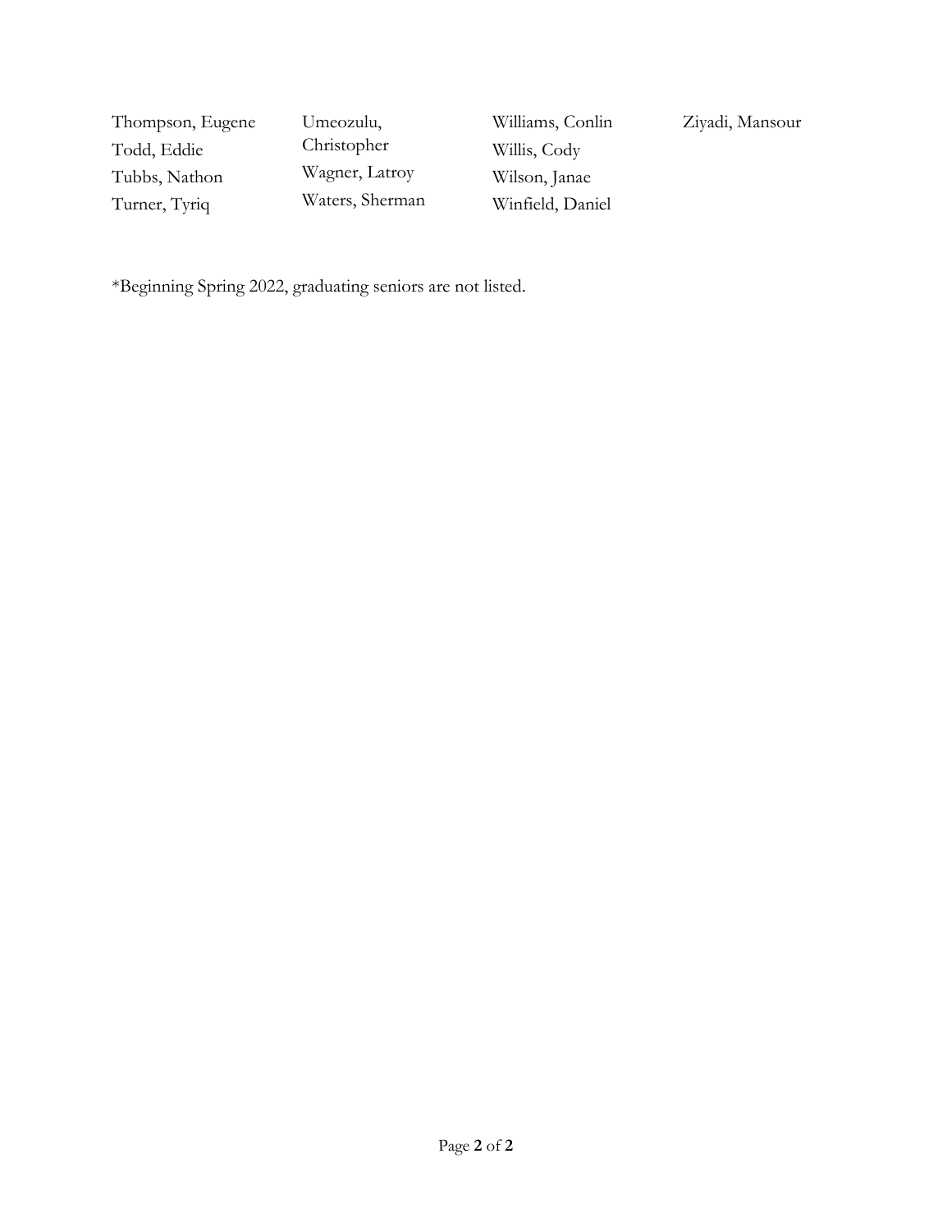Thompson, Eugene
Todd, Eddie
Tubbs, Nathon
Turner, Tyriq
Umeozulu, Christopher
Wagner, Latroy
Waters, Sherman
Williams, Conlin
Willis, Cody
Wilson, Janae
Winfield, Daniel
Ziyadi, Mansour

*Beginning Spring 2022, graduating seniors are not listed.